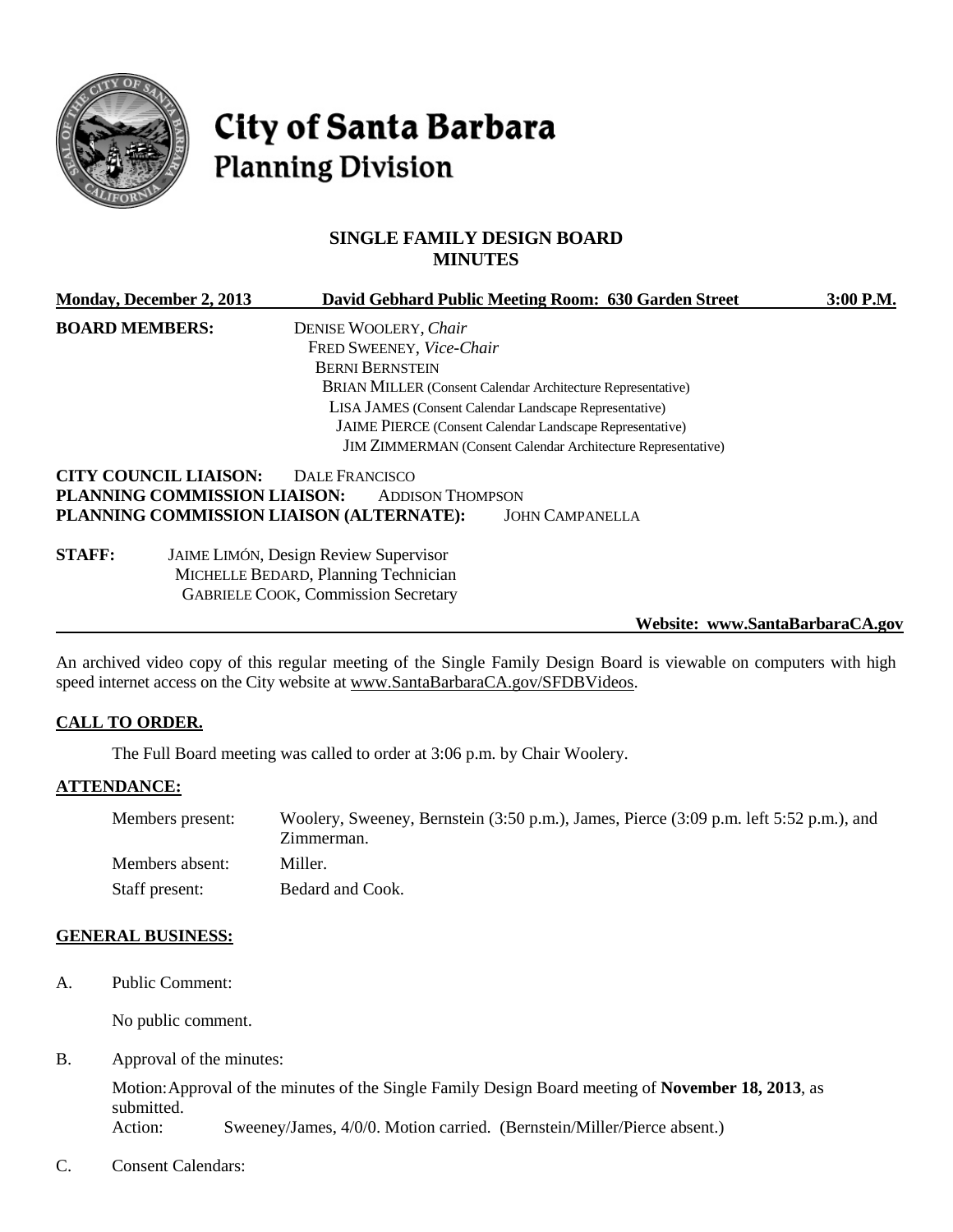# City of Santa Barbara
## Planning Division

### SINGLE FAMILY DESIGN BOARD MINUTES

**Monday, December 2, 2013** | **David Gebhard Public Meeting Room: 630 Garden Street** | **3:00 P.M.**

**BOARD MEMBERS:**
DENISE WOOLERY, *Chair*
FRED SWEENEY, *Vice-Chair*
BERNI BERNSTEIN
BRIAN MILLER (Consent Calendar Architecture Representative)
LISA JAMES (Consent Calendar Landscape Representative)
JAIME PIERCE (Consent Calendar Landscape Representative)
JIM ZIMMERMAN (Consent Calendar Architecture Representative)

**CITY COUNCIL LIAISON:** DALE FRANCISCO
**PLANNING COMMISSION LIAISON:** ADDISON THOMPSON
**PLANNING COMMISSION LIAISON (ALTERNATE):** JOHN CAMPANELLA

**STAFF:**
JAIME LIMÓN, Design Review Supervisor
MICHELLE BEDARD, Planning Technician
GABRIELE COOK, Commission Secretary

**Website: www.SantaBarbaraCA.gov**

An archived video copy of this regular meeting of the Single Family Design Board is viewable on computers with high speed internet access on the City website at www.SantaBarbaraCA.gov/SFDBVideos.

## CALL TO ORDER.

The Full Board meeting was called to order at 3:06 p.m. by Chair Woolery.

## ATTENDANCE:

Members present: Woolery, Sweeney, Bernstein (3:50 p.m.), James, Pierce (3:09 p.m. left 5:52 p.m.), and Zimmerman.
Members absent: Miller.
Staff present: Bedard and Cook.

## GENERAL BUSINESS:

A. Public Comment:

No public comment.

B. Approval of the minutes:

Motion: Approval of the minutes of the Single Family Design Board meeting of **November 18, 2013**, as submitted.
Action: Sweeney/James, 4/0/0. Motion carried. (Bernstein/Miller/Pierce absent.)

C. Consent Calendars: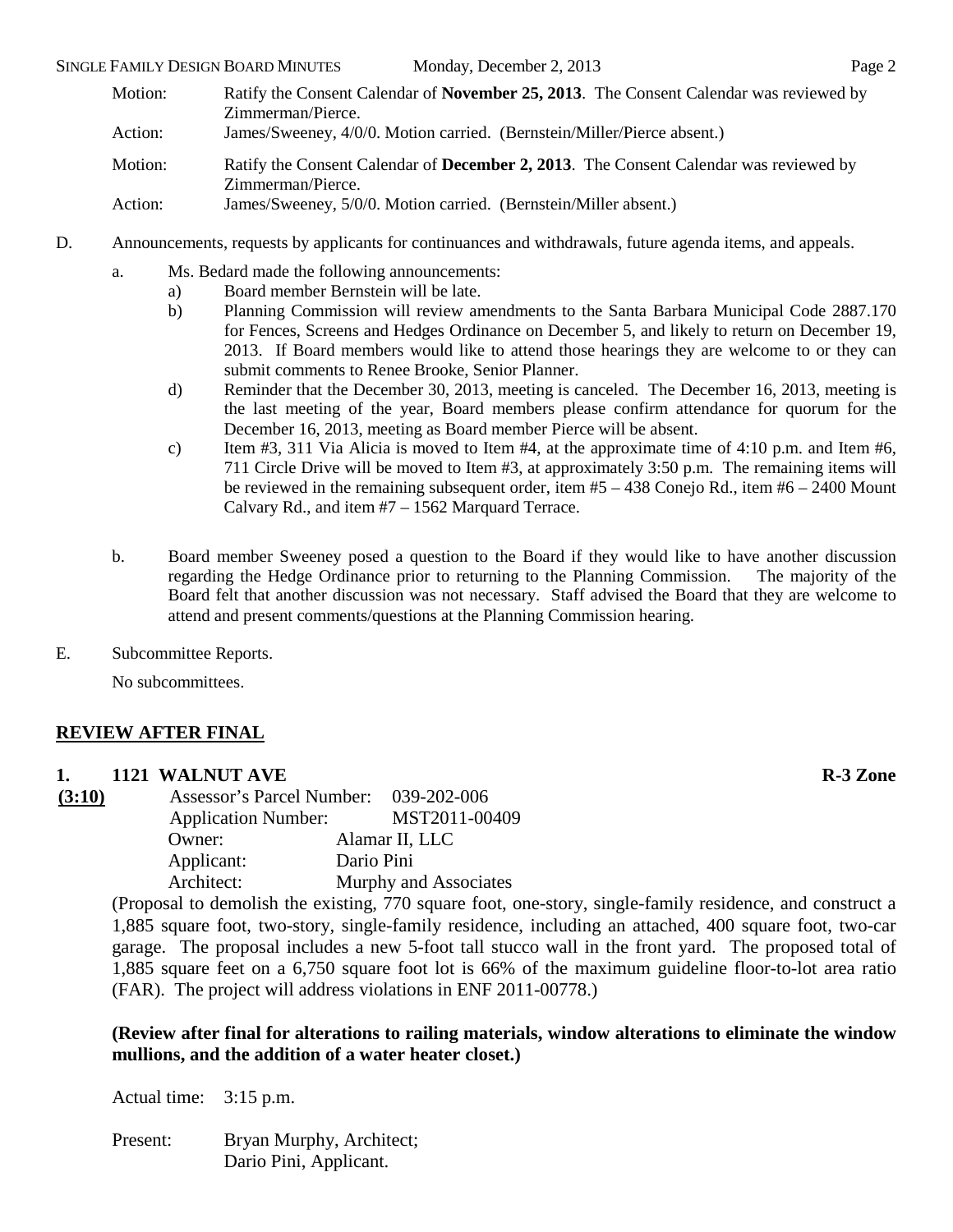Motion: Ratify the Consent Calendar of **November 25, 2013**. The Consent Calendar was reviewed by Zimmerman/Pierce.

Action: James/Sweeney, 4/0/0. Motion carried. (Bernstein/Miller/Pierce absent.)

Motion: Ratify the Consent Calendar of **December 2, 2013**. The Consent Calendar was reviewed by Zimmerman/Pierce.

Action: James/Sweeney, 5/0/0. Motion carried. (Bernstein/Miller absent.)

D. Announcements, requests by applicants for continuances and withdrawals, future agenda items, and appeals.

a. Ms. Bedard made the following announcements:

a) Board member Bernstein will be late.

b) Planning Commission will review amendments to the Santa Barbara Municipal Code 2887.170 for Fences, Screens and Hedges Ordinance on December 5, and likely to return on December 19, 2013. If Board members would like to attend those hearings they are welcome to or they can submit comments to Renee Brooke, Senior Planner.

d) Reminder that the December 30, 2013, meeting is canceled. The December 16, 2013, meeting is the last meeting of the year, Board members please confirm attendance for quorum for the December 16, 2013, meeting as Board member Pierce will be absent.

c) Item #3, 311 Via Alicia is moved to Item #4, at the approximate time of 4:10 p.m. and Item #6, 711 Circle Drive will be moved to Item #3, at approximately 3:50 p.m. The remaining items will be reviewed in the remaining subsequent order, item #5 – 438 Conejo Rd., item #6 – 2400 Mount Calvary Rd., and item #7 – 1562 Marquard Terrace.

b. Board member Sweeney posed a question to the Board if they would like to have another discussion regarding the Hedge Ordinance prior to returning to the Planning Commission. The majority of the Board felt that another discussion was not necessary. Staff advised the Board that they are welcome to attend and present comments/questions at the Planning Commission hearing.

E. Subcommittee Reports.

No subcommittees.

## REVIEW AFTER FINAL

### 1. 1121 WALNUT AVE — R-3 Zone

**(3:10)**

Assessor's Parcel Number: 039-202-006
Application Number: MST2011-00409
Owner: Alamar II, LLC
Applicant: Dario Pini
Architect: Murphy and Associates

(Proposal to demolish the existing, 770 square foot, one-story, single-family residence, and construct a 1,885 square foot, two-story, single-family residence, including an attached, 400 square foot, two-car garage. The proposal includes a new 5-foot tall stucco wall in the front yard. The proposed total of 1,885 square feet on a 6,750 square foot lot is 66% of the maximum guideline floor-to-lot area ratio (FAR). The project will address violations in ENF 2011-00778.)

**(Review after final for alterations to railing materials, window alterations to eliminate the window mullions, and the addition of a water heater closet.)**

Actual time: 3:15 p.m.

Present: Bryan Murphy, Architect;
Dario Pini, Applicant.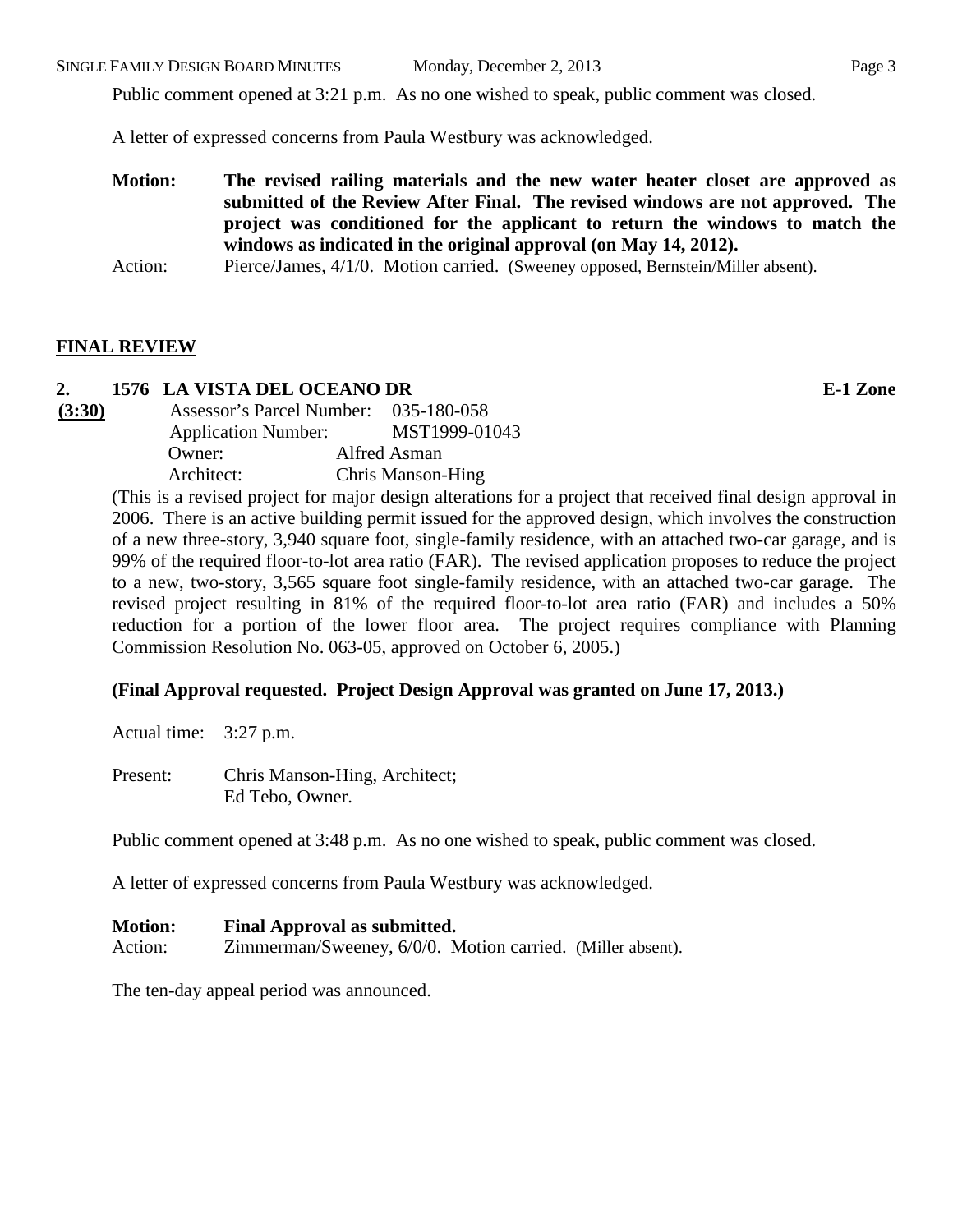Public comment opened at 3:21 p.m. As no one wished to speak, public comment was closed.

A letter of expressed concerns from Paula Westbury was acknowledged.

**Motion:** **The revised railing materials and the new water heater closet are approved as submitted of the Review After Final. The revised windows are not approved. The project was conditioned for the applicant to return the windows to match the windows as indicated in the original approval (on May 14, 2012).**

Action: Pierce/James, 4/1/0. Motion carried. (Sweeney opposed, Bernstein/Miller absent).

## FINAL REVIEW

### 2. 1576 LA VISTA DEL OCEANO DR — E-1 Zone

**(3:30)**

Assessor's Parcel Number: 035-180-058
Application Number: MST1999-01043
Owner: Alfred Asman
Architect: Chris Manson-Hing

(This is a revised project for major design alterations for a project that received final design approval in 2006. There is an active building permit issued for the approved design, which involves the construction of a new three-story, 3,940 square foot, single-family residence, with an attached two-car garage, and is 99% of the required floor-to-lot area ratio (FAR). The revised application proposes to reduce the project to a new, two-story, 3,565 square foot single-family residence, with an attached two-car garage. The revised project resulting in 81% of the required floor-to-lot area ratio (FAR) and includes a 50% reduction for a portion of the lower floor area. The project requires compliance with Planning Commission Resolution No. 063-05, approved on October 6, 2005.)

**(Final Approval requested. Project Design Approval was granted on June 17, 2013.)**

Actual time: 3:27 p.m.

Present: Chris Manson-Hing, Architect;
Ed Tebo, Owner.

Public comment opened at 3:48 p.m. As no one wished to speak, public comment was closed.

A letter of expressed concerns from Paula Westbury was acknowledged.

**Motion:** **Final Approval as submitted.**

Action: Zimmerman/Sweeney, 6/0/0. Motion carried. (Miller absent).

The ten-day appeal period was announced.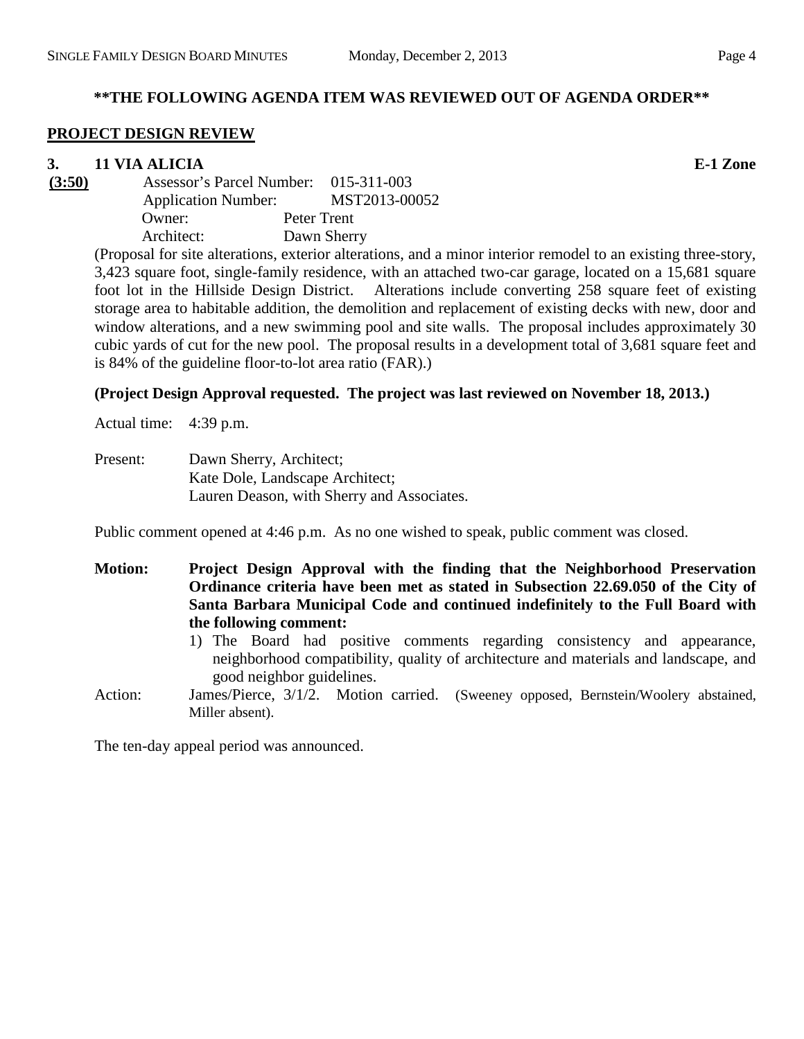**\*\*THE FOLLOWING AGENDA ITEM WAS REVIEWED OUT OF AGENDA ORDER\*\***

## PROJECT DESIGN REVIEW

### 3. 11 VIA ALICIA — E-1 Zone

**(3:50)**

Assessor's Parcel Number: 015-311-003
Application Number: MST2013-00052
Owner: Peter Trent
Architect: Dawn Sherry

(Proposal for site alterations, exterior alterations, and a minor interior remodel to an existing three-story, 3,423 square foot, single-family residence, with an attached two-car garage, located on a 15,681 square foot lot in the Hillside Design District. Alterations include converting 258 square feet of existing storage area to habitable addition, the demolition and replacement of existing decks with new, door and window alterations, and a new swimming pool and site walls. The proposal includes approximately 30 cubic yards of cut for the new pool. The proposal results in a development total of 3,681 square feet and is 84% of the guideline floor-to-lot area ratio (FAR).)

**(Project Design Approval requested. The project was last reviewed on November 18, 2013.)**

Actual time: 4:39 p.m.

Present: Dawn Sherry, Architect;
Kate Dole, Landscape Architect;
Lauren Deason, with Sherry and Associates.

Public comment opened at 4:46 p.m. As no one wished to speak, public comment was closed.

**Motion: Project Design Approval with the finding that the Neighborhood Preservation Ordinance criteria have been met as stated in Subsection 22.69.050 of the City of Santa Barbara Municipal Code and continued indefinitely to the Full Board with the following comment:**

1) The Board had positive comments regarding consistency and appearance, neighborhood compatibility, quality of architecture and materials and landscape, and good neighbor guidelines.

Action: James/Pierce, 3/1/2. Motion carried. (Sweeney opposed, Bernstein/Woolery abstained, Miller absent).

The ten-day appeal period was announced.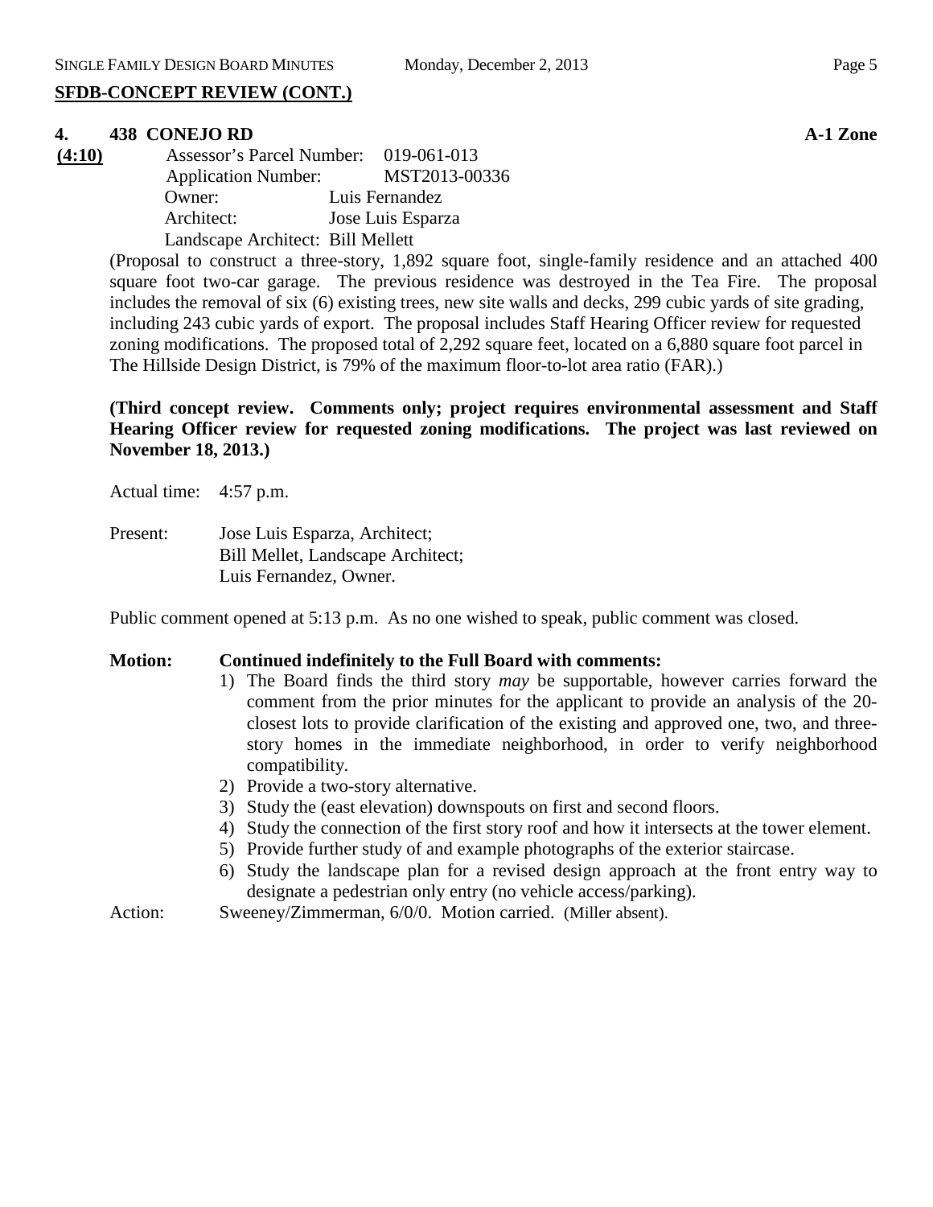## SFDB-CONCEPT REVIEW (CONT.)

### 4. 438 CONEJO RD A-1 Zone

**(4:10)**

Assessor's Parcel Number: 019-061-013
Application Number: MST2013-00336
Owner: Luis Fernandez
Architect: Jose Luis Esparza
Landscape Architect: Bill Mellett

(Proposal to construct a three-story, 1,892 square foot, single-family residence and an attached 400 square foot two-car garage. The previous residence was destroyed in the Tea Fire. The proposal includes the removal of six (6) existing trees, new site walls and decks, 299 cubic yards of site grading, including 243 cubic yards of export. The proposal includes Staff Hearing Officer review for requested zoning modifications. The proposed total of 2,292 square feet, located on a 6,880 square foot parcel in The Hillside Design District, is 79% of the maximum floor-to-lot area ratio (FAR).)

**(Third concept review. Comments only; project requires environmental assessment and Staff Hearing Officer review for requested zoning modifications. The project was last reviewed on November 18, 2013.)**

Actual time: 4:57 p.m.

Present: Jose Luis Esparza, Architect;
Bill Mellet, Landscape Architect;
Luis Fernandez, Owner.

Public comment opened at 5:13 p.m. As no one wished to speak, public comment was closed.

**Motion: Continued indefinitely to the Full Board with comments:**

1) The Board finds the third story *may* be supportable, however carries forward the comment from the prior minutes for the applicant to provide an analysis of the 20-closest lots to provide clarification of the existing and approved one, two, and three-story homes in the immediate neighborhood, in order to verify neighborhood compatibility.
2) Provide a two-story alternative.
3) Study the (east elevation) downspouts on first and second floors.
4) Study the connection of the first story roof and how it intersects at the tower element.
5) Provide further study of and example photographs of the exterior staircase.
6) Study the landscape plan for a revised design approach at the front entry way to designate a pedestrian only entry (no vehicle access/parking).

Action: Sweeney/Zimmerman, 6/0/0. Motion carried. (Miller absent).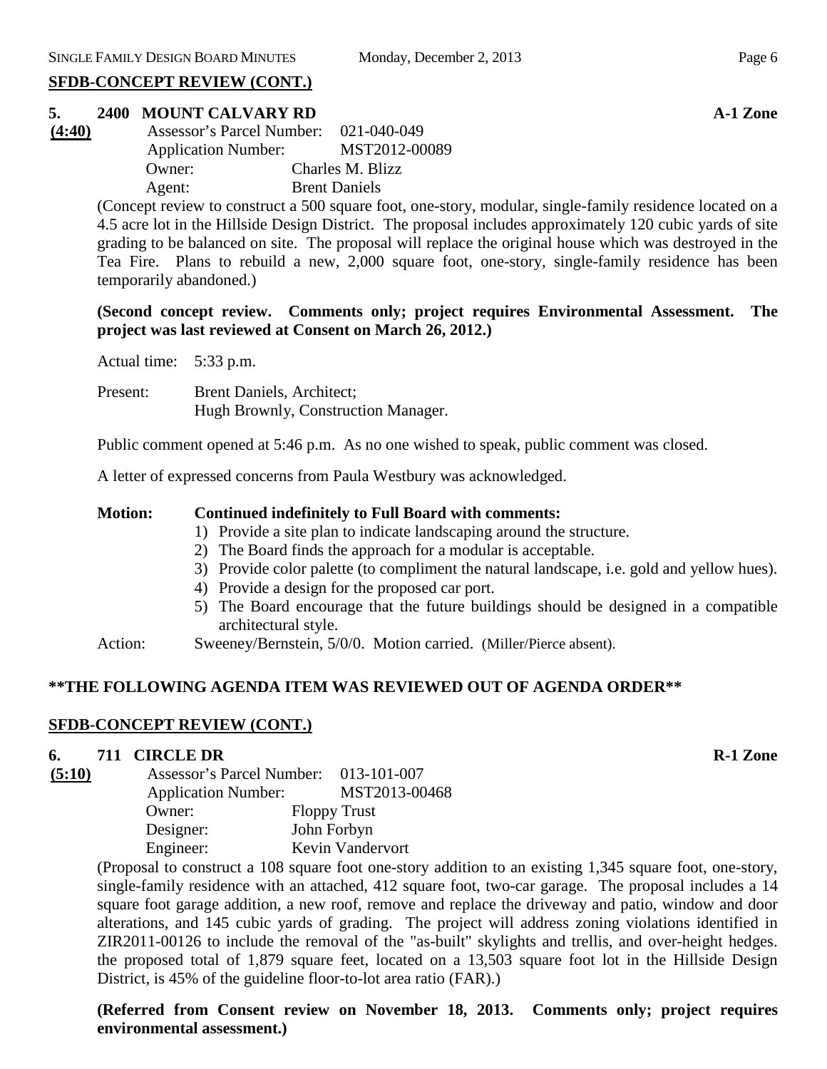**SFDB-CONCEPT REVIEW (CONT.)**

**5. 2400 MOUNT CALVARY RD** **A-1 Zone**

**(4:40)**

Assessor's Parcel Number: 021-040-049
Application Number: MST2012-00089
Owner: Charles M. Blizz
Agent: Brent Daniels

(Concept review to construct a 500 square foot, one-story, modular, single-family residence located on a 4.5 acre lot in the Hillside Design District. The proposal includes approximately 120 cubic yards of site grading to be balanced on site. The proposal will replace the original house which was destroyed in the Tea Fire. Plans to rebuild a new, 2,000 square foot, one-story, single-family residence has been temporarily abandoned.)

**(Second concept review. Comments only; project requires Environmental Assessment. The project was last reviewed at Consent on March 26, 2012.)**

Actual time: 5:33 p.m.

Present: Brent Daniels, Architect;
Hugh Brownly, Construction Manager.

Public comment opened at 5:46 p.m. As no one wished to speak, public comment was closed.

A letter of expressed concerns from Paula Westbury was acknowledged.

**Motion: Continued indefinitely to Full Board with comments:**

1) Provide a site plan to indicate landscaping around the structure.
2) The Board finds the approach for a modular is acceptable.
3) Provide color palette (to compliment the natural landscape, i.e. gold and yellow hues).
4) Provide a design for the proposed car port.
5) The Board encourage that the future buildings should be designed in a compatible architectural style.

Action: Sweeney/Bernstein, 5/0/0. Motion carried. (Miller/Pierce absent).

**\*\*THE FOLLOWING AGENDA ITEM WAS REVIEWED OUT OF AGENDA ORDER\*\***

**SFDB-CONCEPT REVIEW (CONT.)**

**6. 711 CIRCLE DR** **R-1 Zone**

**(5:10)**

Assessor's Parcel Number: 013-101-007
Application Number: MST2013-00468
Owner: Floppy Trust
Designer: John Forbyn
Engineer: Kevin Vandervort

(Proposal to construct a 108 square foot one-story addition to an existing 1,345 square foot, one-story, single-family residence with an attached, 412 square foot, two-car garage. The proposal includes a 14 square foot garage addition, a new roof, remove and replace the driveway and patio, window and door alterations, and 145 cubic yards of grading. The project will address zoning violations identified in ZIR2011-00126 to include the removal of the "as-built" skylights and trellis, and over-height hedges. the proposed total of 1,879 square feet, located on a 13,503 square foot lot in the Hillside Design District, is 45% of the guideline floor-to-lot area ratio (FAR).)

**(Referred from Consent review on November 18, 2013. Comments only; project requires environmental assessment.)**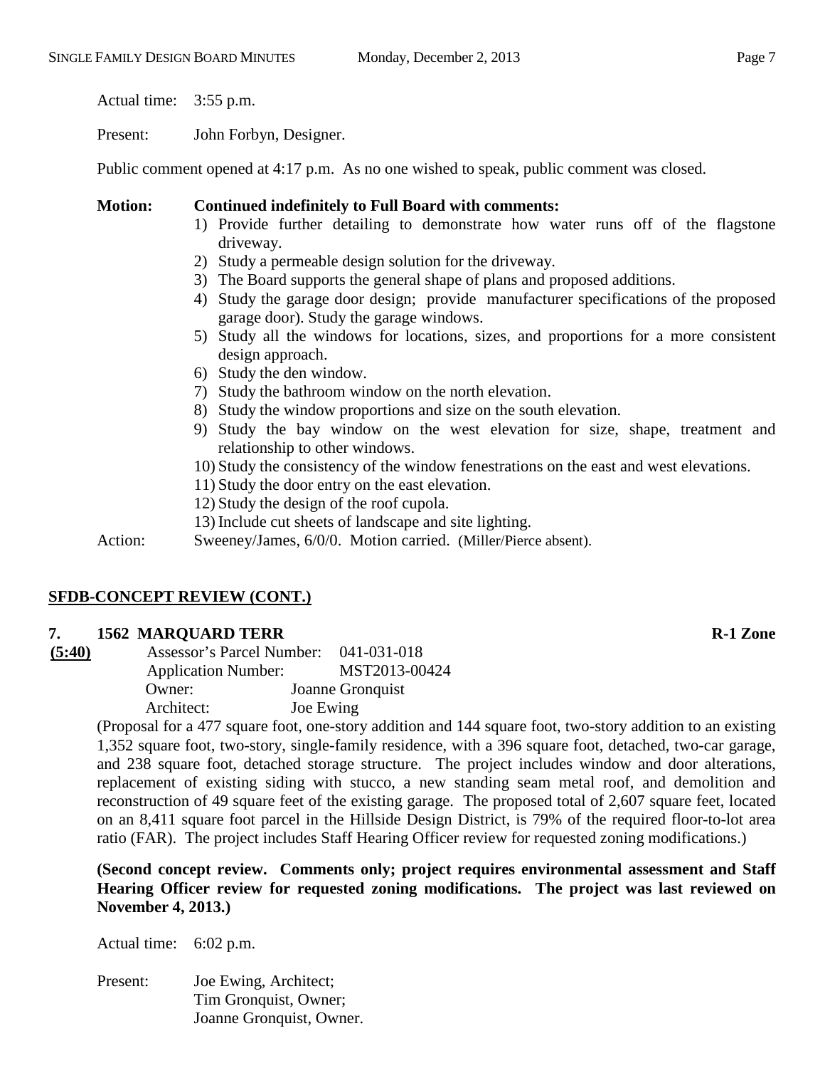Actual time: 3:55 p.m.

Present: John Forbyn, Designer.

Public comment opened at 4:17 p.m. As no one wished to speak, public comment was closed.

**Motion: Continued indefinitely to Full Board with comments:**

1) Provide further detailing to demonstrate how water runs off of the flagstone driveway.
2) Study a permeable design solution for the driveway.
3) The Board supports the general shape of plans and proposed additions.
4) Study the garage door design; provide manufacturer specifications of the proposed garage door). Study the garage windows.
5) Study all the windows for locations, sizes, and proportions for a more consistent design approach.
6) Study the den window.
7) Study the bathroom window on the north elevation.
8) Study the window proportions and size on the south elevation.
9) Study the bay window on the west elevation for size, shape, treatment and relationship to other windows.
10) Study the consistency of the window fenestrations on the east and west elevations.
11) Study the door entry on the east elevation.
12) Study the design of the roof cupola.
13) Include cut sheets of landscape and site lighting.

Action: Sweeney/James, 6/0/0. Motion carried. (Miller/Pierce absent).

## SFDB-CONCEPT REVIEW (CONT.)

### 7. 1562 MARQUARD TERR — R-1 Zone

**(5:40)**

Assessor's Parcel Number: 041-031-018
Application Number: MST2013-00424
Owner: Joanne Gronquist
Architect: Joe Ewing

(Proposal for a 477 square foot, one-story addition and 144 square foot, two-story addition to an existing 1,352 square foot, two-story, single-family residence, with a 396 square foot, detached, two-car garage, and 238 square foot, detached storage structure. The project includes window and door alterations, replacement of existing siding with stucco, a new standing seam metal roof, and demolition and reconstruction of 49 square feet of the existing garage. The proposed total of 2,607 square feet, located on an 8,411 square foot parcel in the Hillside Design District, is 79% of the required floor-to-lot area ratio (FAR). The project includes Staff Hearing Officer review for requested zoning modifications.)

**(Second concept review. Comments only; project requires environmental assessment and Staff Hearing Officer review for requested zoning modifications. The project was last reviewed on November 4, 2013.)**

Actual time: 6:02 p.m.

Present: Joe Ewing, Architect;
Tim Gronquist, Owner;
Joanne Gronquist, Owner.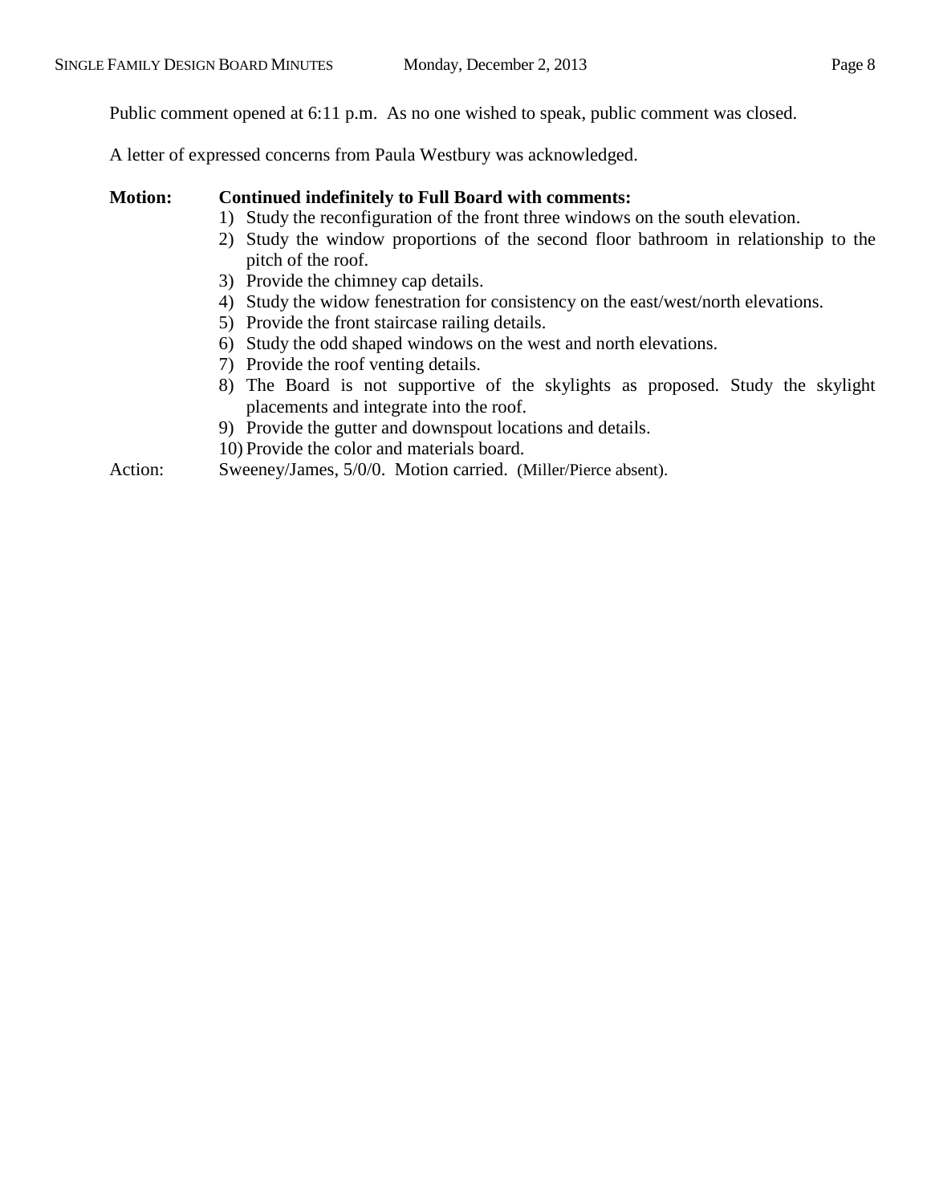Public comment opened at 6:11 p.m. As no one wished to speak, public comment was closed.

A letter of expressed concerns from Paula Westbury was acknowledged.

**Motion: Continued indefinitely to Full Board with comments:**

1) Study the reconfiguration of the front three windows on the south elevation.
2) Study the window proportions of the second floor bathroom in relationship to the pitch of the roof.
3) Provide the chimney cap details.
4) Study the widow fenestration for consistency on the east/west/north elevations.
5) Provide the front staircase railing details.
6) Study the odd shaped windows on the west and north elevations.
7) Provide the roof venting details.
8) The Board is not supportive of the skylights as proposed. Study the skylight placements and integrate into the roof.
9) Provide the gutter and downspout locations and details.
10) Provide the color and materials board.

Action: Sweeney/James, 5/0/0. Motion carried. (Miller/Pierce absent).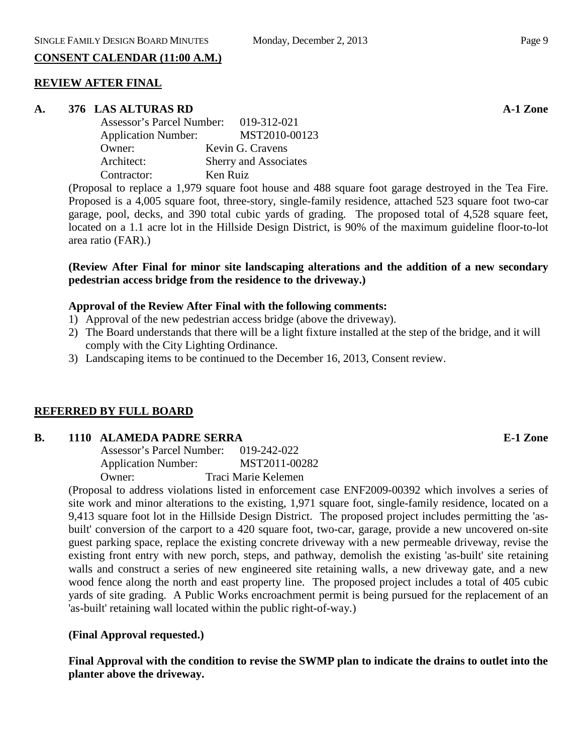## CONSENT CALENDAR (11:00 A.M.)

### REVIEW AFTER FINAL

### A. 376 LAS ALTURAS RD — A-1 Zone

Assessor's Parcel Number: 019-312-021
Application Number: MST2010-00123
Owner: Kevin G. Cravens
Architect: Sherry and Associates
Contractor: Ken Ruiz

(Proposal to replace a 1,979 square foot house and 488 square foot garage destroyed in the Tea Fire. Proposed is a 4,005 square foot, three-story, single-family residence, attached 523 square foot two-car garage, pool, decks, and 390 total cubic yards of grading. The proposed total of 4,528 square feet, located on a 1.1 acre lot in the Hillside Design District, is 90% of the maximum guideline floor-to-lot area ratio (FAR).)

**(Review After Final for minor site landscaping alterations and the addition of a new secondary pedestrian access bridge from the residence to the driveway.)**

**Approval of the Review After Final with the following comments:**

1) Approval of the new pedestrian access bridge (above the driveway).
2) The Board understands that there will be a light fixture installed at the step of the bridge, and it will comply with the City Lighting Ordinance.
3) Landscaping items to be continued to the December 16, 2013, Consent review.

### REFERRED BY FULL BOARD

### B. 1110 ALAMEDA PADRE SERRA — E-1 Zone

Assessor's Parcel Number: 019-242-022
Application Number: MST2011-00282
Owner: Traci Marie Kelemen

(Proposal to address violations listed in enforcement case ENF2009-00392 which involves a series of site work and minor alterations to the existing, 1,971 square foot, single-family residence, located on a 9,413 square foot lot in the Hillside Design District. The proposed project includes permitting the 'as-built' conversion of the carport to a 420 square foot, two-car, garage, provide a new uncovered on-site guest parking space, replace the existing concrete driveway with a new permeable driveway, revise the existing front entry with new porch, steps, and pathway, demolish the existing 'as-built' site retaining walls and construct a series of new engineered site retaining walls, a new driveway gate, and a new wood fence along the north and east property line. The proposed project includes a total of 405 cubic yards of site grading. A Public Works encroachment permit is being pursued for the replacement of an 'as-built' retaining wall located within the public right-of-way.)

**(Final Approval requested.)**

**Final Approval with the condition to revise the SWMP plan to indicate the drains to outlet into the planter above the driveway.**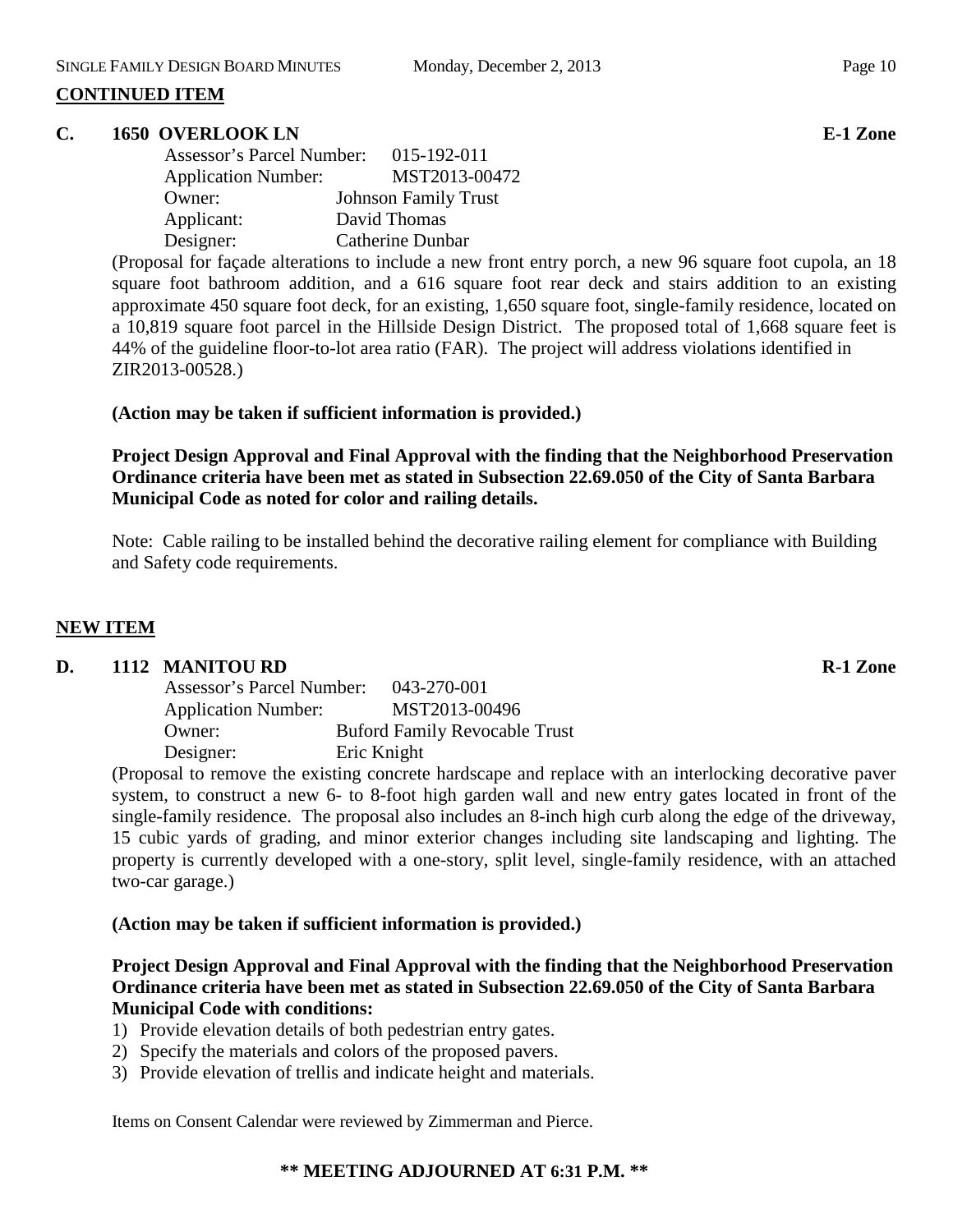## CONTINUED ITEM

### C. 1650 OVERLOOK LN — E-1 Zone

Assessor's Parcel Number: 015-192-011
Application Number: MST2013-00472
Owner: Johnson Family Trust
Applicant: David Thomas
Designer: Catherine Dunbar

(Proposal for façade alterations to include a new front entry porch, a new 96 square foot cupola, an 18 square foot bathroom addition, and a 616 square foot rear deck and stairs addition to an existing approximate 450 square foot deck, for an existing, 1,650 square foot, single-family residence, located on a 10,819 square foot parcel in the Hillside Design District. The proposed total of 1,668 square feet is 44% of the guideline floor-to-lot area ratio (FAR). The project will address violations identified in ZIR2013-00528.)

**(Action may be taken if sufficient information is provided.)**

**Project Design Approval and Final Approval with the finding that the Neighborhood Preservation Ordinance criteria have been met as stated in Subsection 22.69.050 of the City of Santa Barbara Municipal Code as noted for color and railing details.**

Note: Cable railing to be installed behind the decorative railing element for compliance with Building and Safety code requirements.

## NEW ITEM

### D. 1112 MANITOU RD — R-1 Zone

Assessor's Parcel Number: 043-270-001
Application Number: MST2013-00496
Owner: Buford Family Revocable Trust
Designer: Eric Knight

(Proposal to remove the existing concrete hardscape and replace with an interlocking decorative paver system, to construct a new 6- to 8-foot high garden wall and new entry gates located in front of the single-family residence. The proposal also includes an 8-inch high curb along the edge of the driveway, 15 cubic yards of grading, and minor exterior changes including site landscaping and lighting. The property is currently developed with a one-story, split level, single-family residence, with an attached two-car garage.)

**(Action may be taken if sufficient information is provided.)**

**Project Design Approval and Final Approval with the finding that the Neighborhood Preservation Ordinance criteria have been met as stated in Subsection 22.69.050 of the City of Santa Barbara Municipal Code with conditions:**

1) Provide elevation details of both pedestrian entry gates.
2) Specify the materials and colors of the proposed pavers.
3) Provide elevation of trellis and indicate height and materials.

Items on Consent Calendar were reviewed by Zimmerman and Pierce.

**\*\* MEETING ADJOURNED AT 6:31 P.M. \*\***